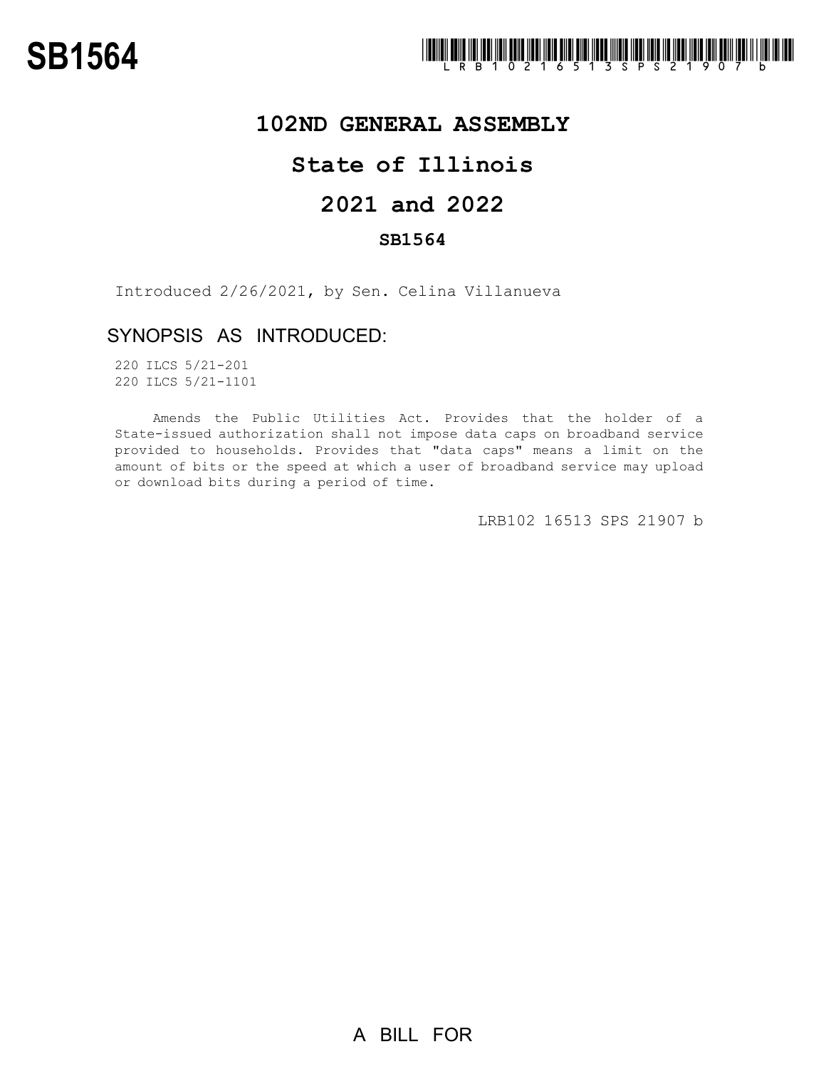# SB1564

LRB102 16513 SPS 21907 b

## 102ND GENERAL ASSEMBLY

## State of Illinois

## 2021 and 2022

### SB1564

Introduced 2/26/2021, by Sen. Celina Villanueva

## SYNOPSIS AS INTRODUCED:

220 ILCS 5/21-201
220 ILCS 5/21-1101

Amends the Public Utilities Act. Provides that the holder of a State-issued authorization shall not impose data caps on broadband service provided to households. Provides that "data caps" means a limit on the amount of bits or the speed at which a user of broadband service may upload or download bits during a period of time.

LRB102 16513 SPS 21907 b

A BILL FOR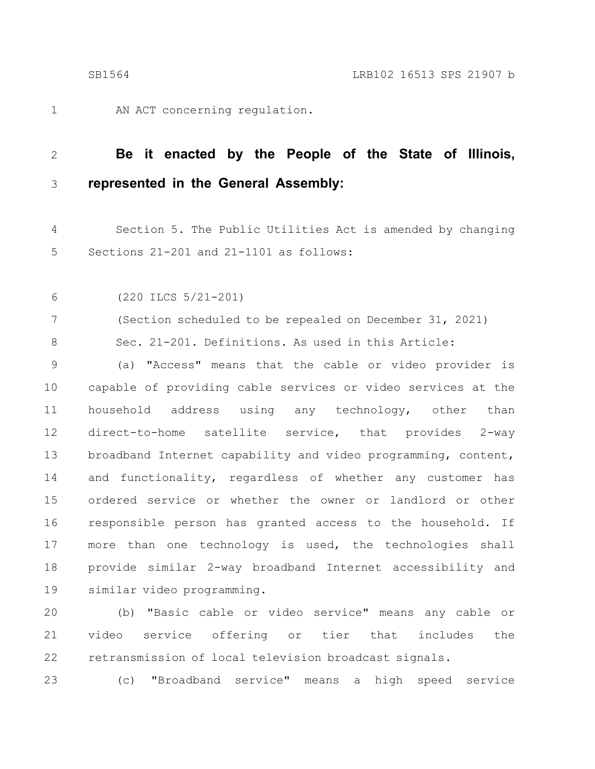AN ACT concerning regulation.

**Be it enacted by the People of the State of Illinois, represented in the General Assembly:**

Section 5. The Public Utilities Act is amended by changing Sections 21-201 and 21-1101 as follows:

(220 ILCS 5/21-201)

(Section scheduled to be repealed on December 31, 2021)

Sec. 21-201. Definitions. As used in this Article:

(a) "Access" means that the cable or video provider is capable of providing cable services or video services at the household address using any technology, other than direct-to-home satellite service, that provides 2-way broadband Internet capability and video programming, content, and functionality, regardless of whether any customer has ordered service or whether the owner or landlord or other responsible person has granted access to the household. If more than one technology is used, the technologies shall provide similar 2-way broadband Internet accessibility and similar video programming.

(b) "Basic cable or video service" means any cable or video service offering or tier that includes the retransmission of local television broadcast signals.

(c) "Broadband service" means a high speed service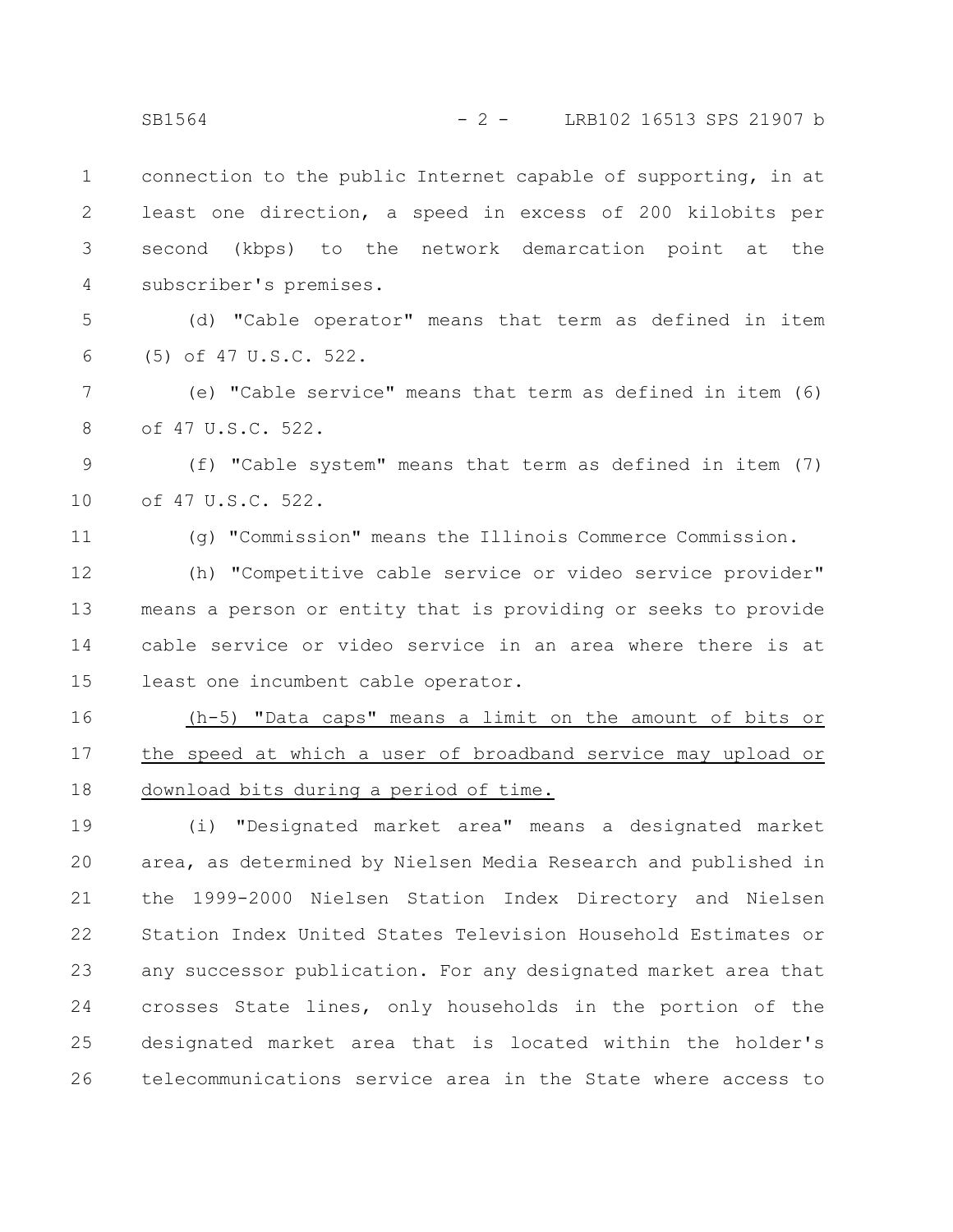connection to the public Internet capable of supporting, in at least one direction, a speed in excess of 200 kilobits per second (kbps) to the network demarcation point at the subscriber's premises.

(d) "Cable operator" means that term as defined in item (5) of 47 U.S.C. 522.

(e) "Cable service" means that term as defined in item (6) of 47 U.S.C. 522.

(f) "Cable system" means that term as defined in item (7) of 47 U.S.C. 522.

(g) "Commission" means the Illinois Commerce Commission.

(h) "Competitive cable service or video service provider" means a person or entity that is providing or seeks to provide cable service or video service in an area where there is at least one incumbent cable operator.

<u>(h-5) "Data caps" means a limit on the amount of bits or the speed at which a user of broadband service may upload or download bits during a period of time.</u>

(i) "Designated market area" means a designated market area, as determined by Nielsen Media Research and published in the 1999-2000 Nielsen Station Index Directory and Nielsen Station Index United States Television Household Estimates or any successor publication. For any designated market area that crosses State lines, only households in the portion of the designated market area that is located within the holder's telecommunications service area in the State where access to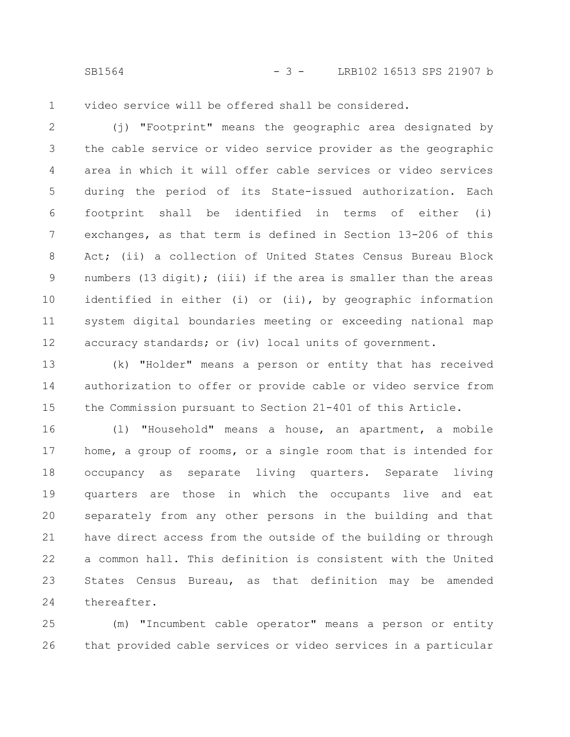video service will be offered shall be considered.

(j) "Footprint" means the geographic area designated by the cable service or video service provider as the geographic area in which it will offer cable services or video services during the period of its State-issued authorization. Each footprint shall be identified in terms of either (i) exchanges, as that term is defined in Section 13-206 of this Act; (ii) a collection of United States Census Bureau Block numbers (13 digit); (iii) if the area is smaller than the areas identified in either (i) or (ii), by geographic information system digital boundaries meeting or exceeding national map accuracy standards; or (iv) local units of government.

(k) "Holder" means a person or entity that has received authorization to offer or provide cable or video service from the Commission pursuant to Section 21-401 of this Article.

(l) "Household" means a house, an apartment, a mobile home, a group of rooms, or a single room that is intended for occupancy as separate living quarters. Separate living quarters are those in which the occupants live and eat separately from any other persons in the building and that have direct access from the outside of the building or through a common hall. This definition is consistent with the United States Census Bureau, as that definition may be amended thereafter.

(m) "Incumbent cable operator" means a person or entity that provided cable services or video services in a particular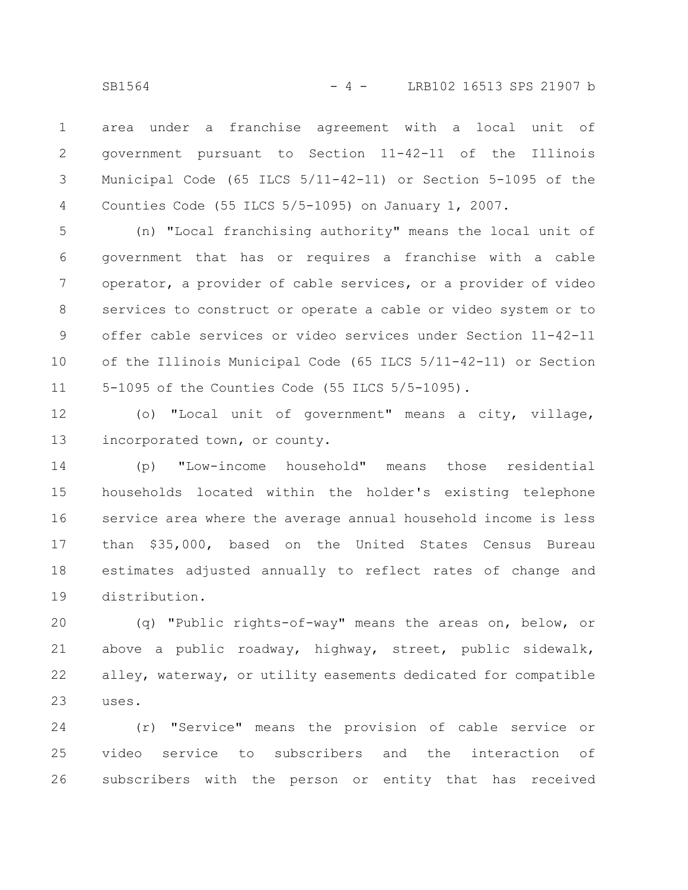area under a franchise agreement with a local unit of government pursuant to Section 11-42-11 of the Illinois Municipal Code (65 ILCS 5/11-42-11) or Section 5-1095 of the Counties Code (55 ILCS 5/5-1095) on January 1, 2007.

(n) "Local franchising authority" means the local unit of government that has or requires a franchise with a cable operator, a provider of cable services, or a provider of video services to construct or operate a cable or video system or to offer cable services or video services under Section 11-42-11 of the Illinois Municipal Code (65 ILCS 5/11-42-11) or Section 5-1095 of the Counties Code (55 ILCS 5/5-1095).

(o) "Local unit of government" means a city, village, incorporated town, or county.

(p) "Low-income household" means those residential households located within the holder's existing telephone service area where the average annual household income is less than $35,000, based on the United States Census Bureau estimates adjusted annually to reflect rates of change and distribution.

(q) "Public rights-of-way" means the areas on, below, or above a public roadway, highway, street, public sidewalk, alley, waterway, or utility easements dedicated for compatible uses.

(r) "Service" means the provision of cable service or video service to subscribers and the interaction of subscribers with the person or entity that has received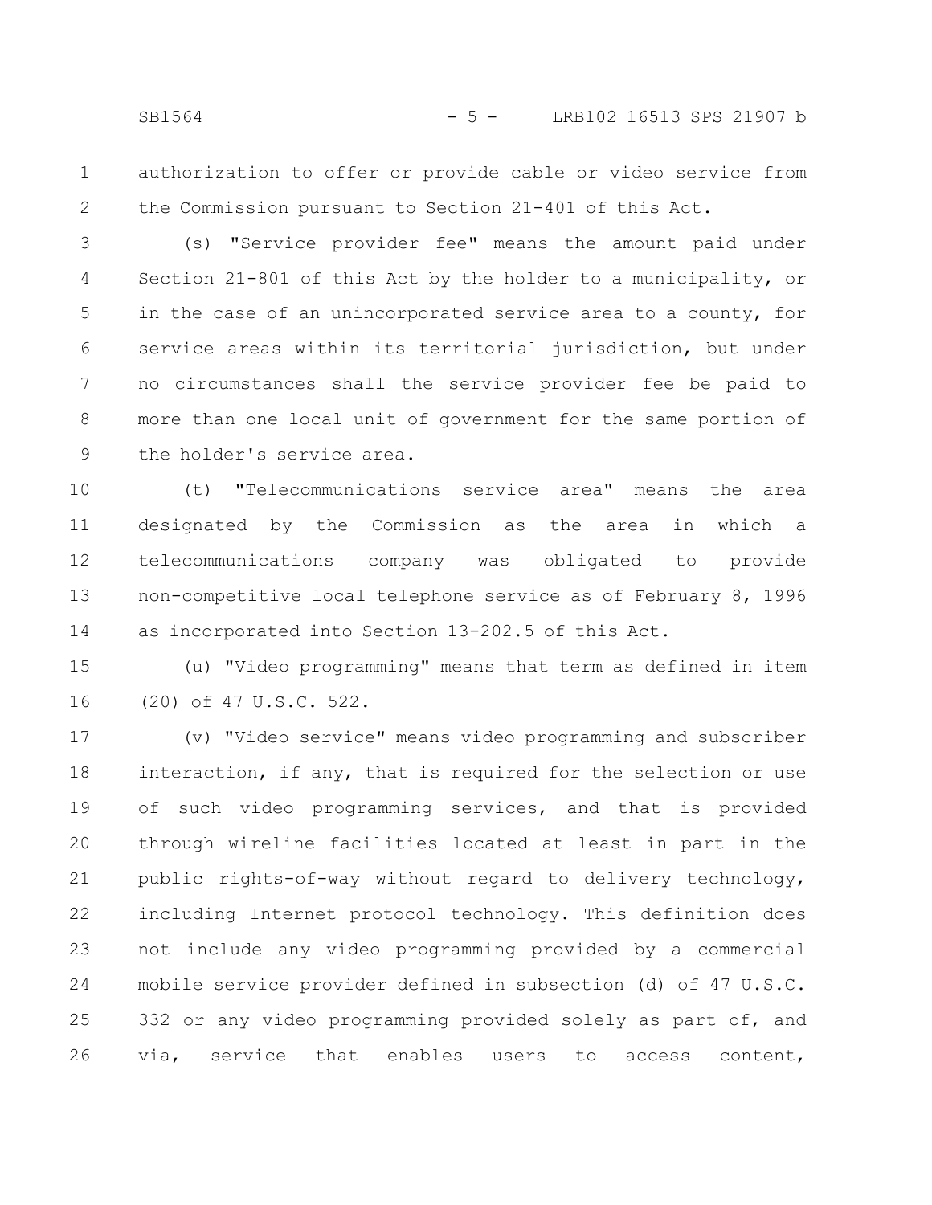authorization to offer or provide cable or video service from the Commission pursuant to Section 21-401 of this Act.

(s) "Service provider fee" means the amount paid under Section 21-801 of this Act by the holder to a municipality, or in the case of an unincorporated service area to a county, for service areas within its territorial jurisdiction, but under no circumstances shall the service provider fee be paid to more than one local unit of government for the same portion of the holder's service area.

(t) "Telecommunications service area" means the area designated by the Commission as the area in which a telecommunications company was obligated to provide non-competitive local telephone service as of February 8, 1996 as incorporated into Section 13-202.5 of this Act.

(u) "Video programming" means that term as defined in item (20) of 47 U.S.C. 522.

(v) "Video service" means video programming and subscriber interaction, if any, that is required for the selection or use of such video programming services, and that is provided through wireline facilities located at least in part in the public rights-of-way without regard to delivery technology, including Internet protocol technology. This definition does not include any video programming provided by a commercial mobile service provider defined in subsection (d) of 47 U.S.C. 332 or any video programming provided solely as part of, and via, service that enables users to access content,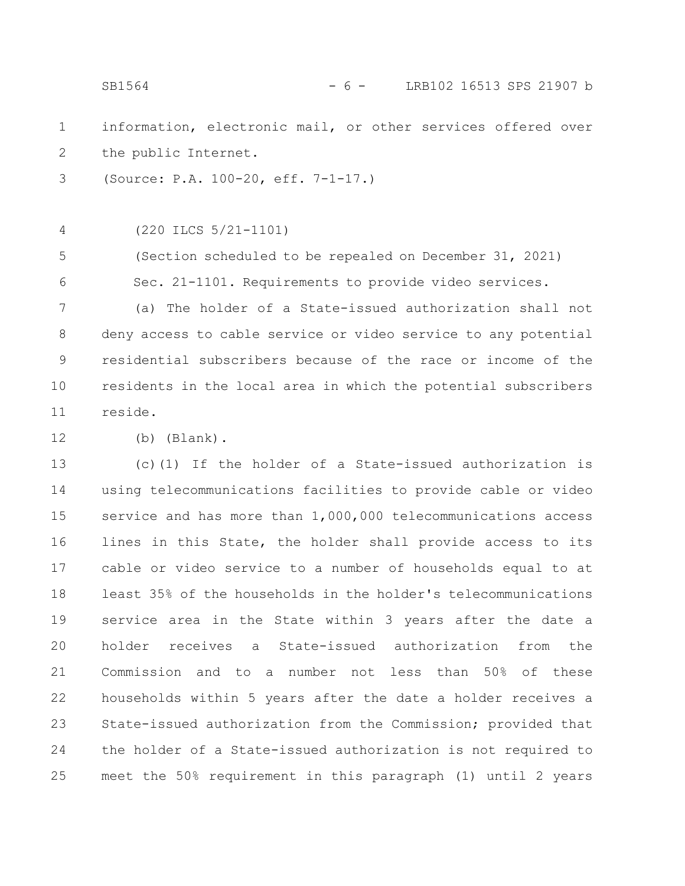information, electronic mail, or other services offered over the public Internet.

(Source: P.A. 100-20, eff. 7-1-17.)

(220 ILCS 5/21-1101)

(Section scheduled to be repealed on December 31, 2021)

Sec. 21-1101. Requirements to provide video services.

(a) The holder of a State-issued authorization shall not deny access to cable service or video service to any potential residential subscribers because of the race or income of the residents in the local area in which the potential subscribers reside.

(b) (Blank).

(c)(1) If the holder of a State-issued authorization is using telecommunications facilities to provide cable or video service and has more than 1,000,000 telecommunications access lines in this State, the holder shall provide access to its cable or video service to a number of households equal to at least 35% of the households in the holder's telecommunications service area in the State within 3 years after the date a holder receives a State-issued authorization from the Commission and to a number not less than 50% of these households within 5 years after the date a holder receives a State-issued authorization from the Commission; provided that the holder of a State-issued authorization is not required to meet the 50% requirement in this paragraph (1) until 2 years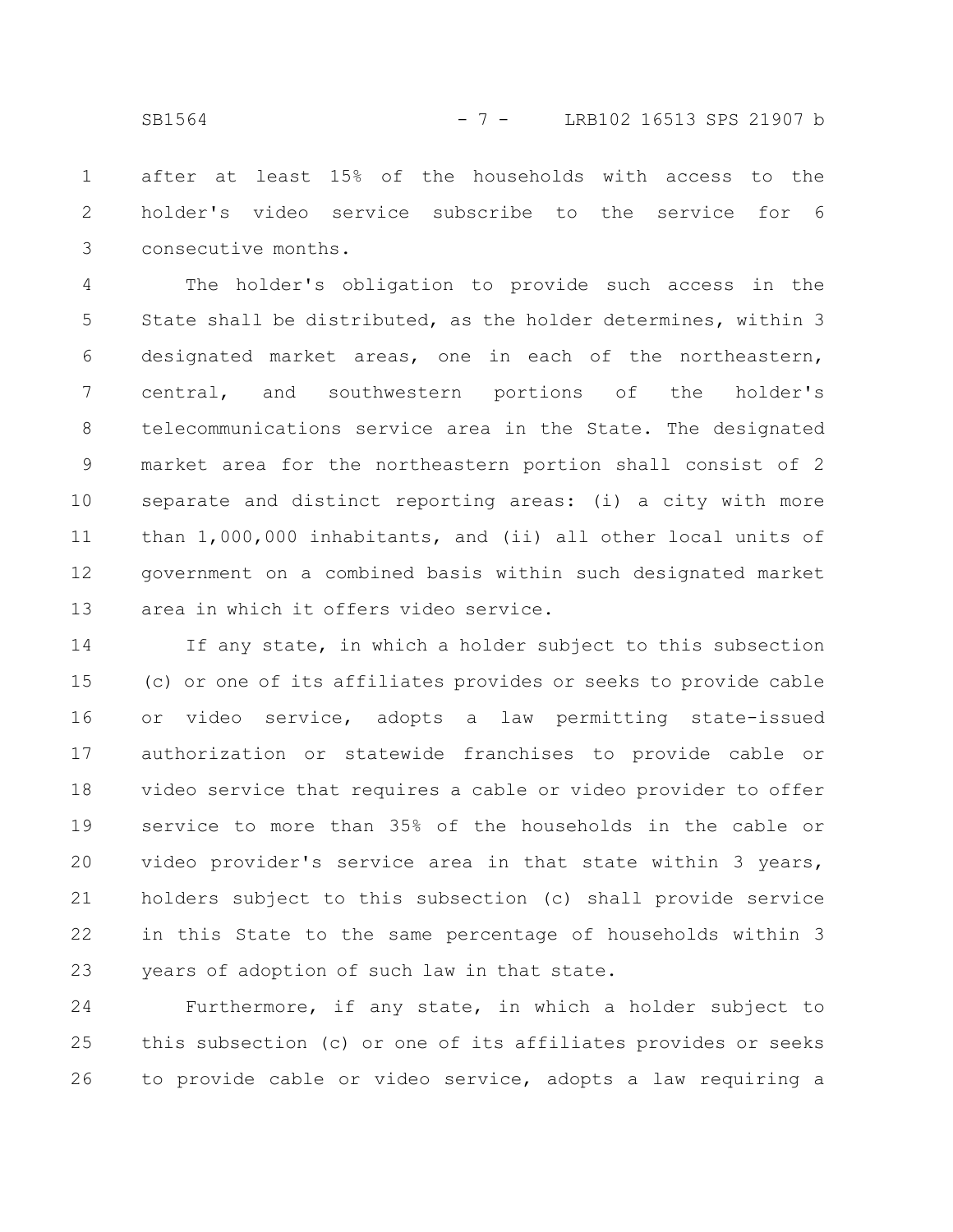after at least 15% of the households with access to the holder's video service subscribe to the service for 6 consecutive months.

The holder's obligation to provide such access in the State shall be distributed, as the holder determines, within 3 designated market areas, one in each of the northeastern, central, and southwestern portions of the holder's telecommunications service area in the State. The designated market area for the northeastern portion shall consist of 2 separate and distinct reporting areas: (i) a city with more than 1,000,000 inhabitants, and (ii) all other local units of government on a combined basis within such designated market area in which it offers video service.

If any state, in which a holder subject to this subsection (c) or one of its affiliates provides or seeks to provide cable or video service, adopts a law permitting state-issued authorization or statewide franchises to provide cable or video service that requires a cable or video provider to offer service to more than 35% of the households in the cable or video provider's service area in that state within 3 years, holders subject to this subsection (c) shall provide service in this State to the same percentage of households within 3 years of adoption of such law in that state.

Furthermore, if any state, in which a holder subject to this subsection (c) or one of its affiliates provides or seeks to provide cable or video service, adopts a law requiring a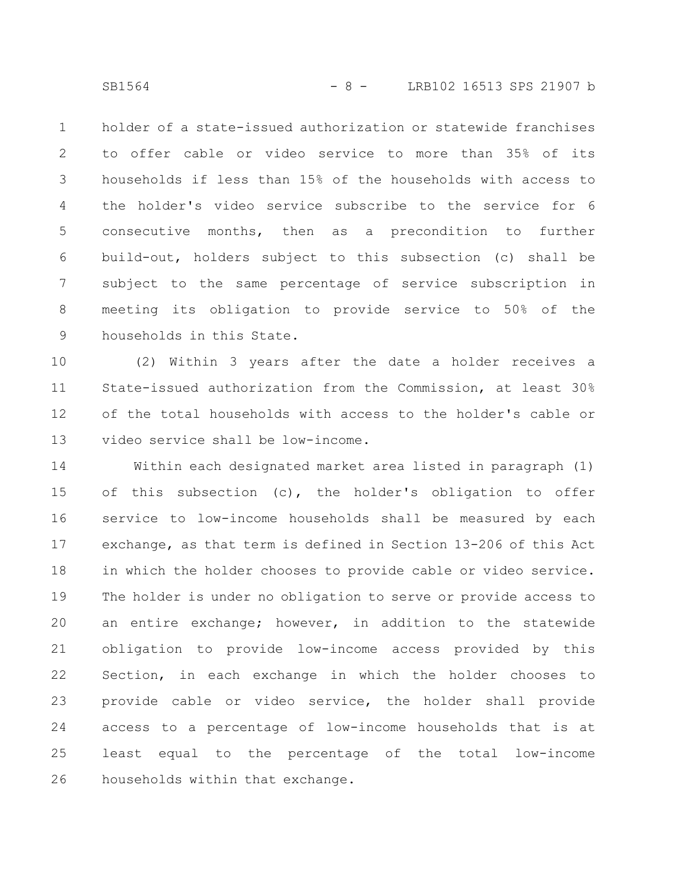holder of a state-issued authorization or statewide franchises to offer cable or video service to more than 35% of its households if less than 15% of the households with access to the holder's video service subscribe to the service for 6 consecutive months, then as a precondition to further build-out, holders subject to this subsection (c) shall be subject to the same percentage of service subscription in meeting its obligation to provide service to 50% of the households in this State.

(2) Within 3 years after the date a holder receives a State-issued authorization from the Commission, at least 30% of the total households with access to the holder's cable or video service shall be low-income.

Within each designated market area listed in paragraph (1) of this subsection (c), the holder's obligation to offer service to low-income households shall be measured by each exchange, as that term is defined in Section 13-206 of this Act in which the holder chooses to provide cable or video service. The holder is under no obligation to serve or provide access to an entire exchange; however, in addition to the statewide obligation to provide low-income access provided by this Section, in each exchange in which the holder chooses to provide cable or video service, the holder shall provide access to a percentage of low-income households that is at least equal to the percentage of the total low-income households within that exchange.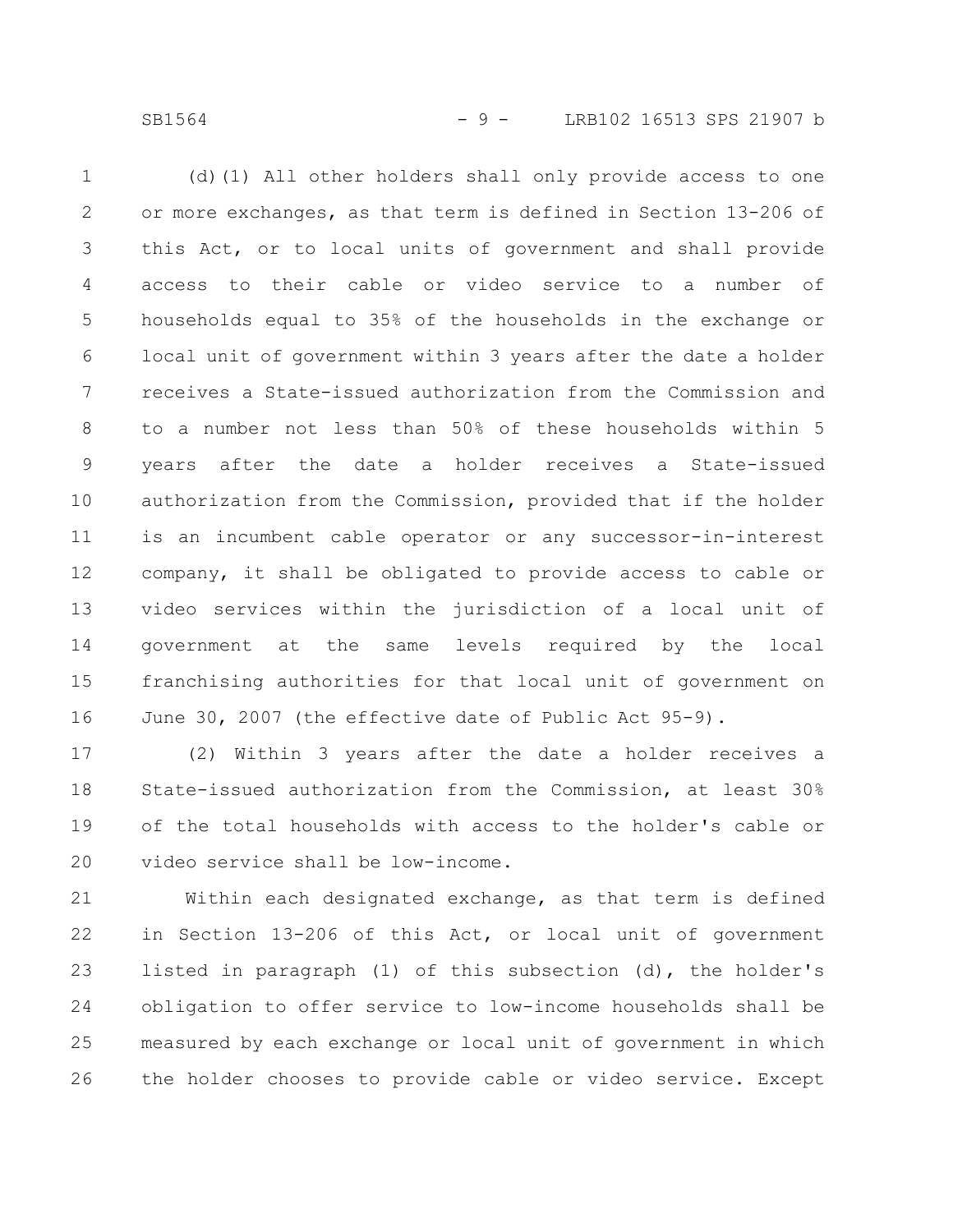(d)(1) All other holders shall only provide access to one or more exchanges, as that term is defined in Section 13-206 of this Act, or to local units of government and shall provide access to their cable or video service to a number of households equal to 35% of the households in the exchange or local unit of government within 3 years after the date a holder receives a State-issued authorization from the Commission and to a number not less than 50% of these households within 5 years after the date a holder receives a State-issued authorization from the Commission, provided that if the holder is an incumbent cable operator or any successor-in-interest company, it shall be obligated to provide access to cable or video services within the jurisdiction of a local unit of government at the same levels required by the local franchising authorities for that local unit of government on June 30, 2007 (the effective date of Public Act 95-9).

(2) Within 3 years after the date a holder receives a State-issued authorization from the Commission, at least 30% of the total households with access to the holder's cable or video service shall be low-income.

Within each designated exchange, as that term is defined in Section 13-206 of this Act, or local unit of government listed in paragraph (1) of this subsection (d), the holder's obligation to offer service to low-income households shall be measured by each exchange or local unit of government in which the holder chooses to provide cable or video service. Except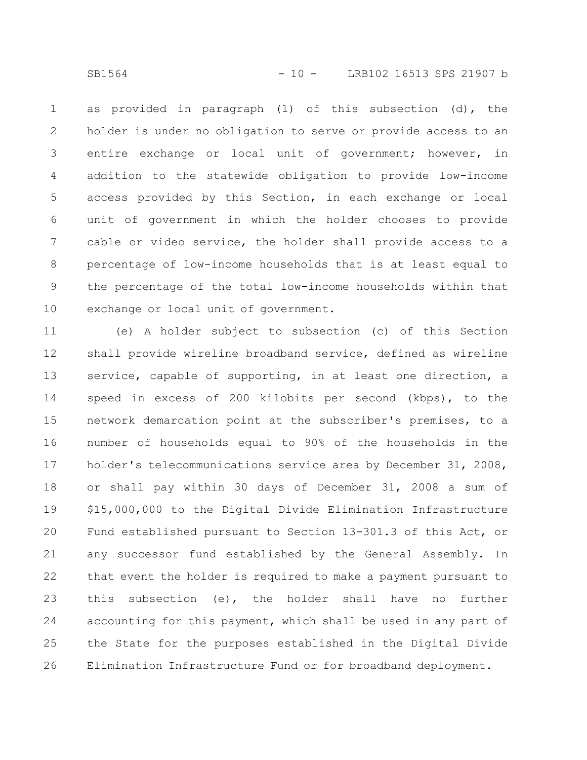as provided in paragraph (1) of this subsection (d), the holder is under no obligation to serve or provide access to an entire exchange or local unit of government; however, in addition to the statewide obligation to provide low-income access provided by this Section, in each exchange or local unit of government in which the holder chooses to provide cable or video service, the holder shall provide access to a percentage of low-income households that is at least equal to the percentage of the total low-income households within that exchange or local unit of government.

(e) A holder subject to subsection (c) of this Section shall provide wireline broadband service, defined as wireline service, capable of supporting, in at least one direction, a speed in excess of 200 kilobits per second (kbps), to the network demarcation point at the subscriber's premises, to a number of households equal to 90% of the households in the holder's telecommunications service area by December 31, 2008, or shall pay within 30 days of December 31, 2008 a sum of $15,000,000 to the Digital Divide Elimination Infrastructure Fund established pursuant to Section 13-301.3 of this Act, or any successor fund established by the General Assembly. In that event the holder is required to make a payment pursuant to this subsection (e), the holder shall have no further accounting for this payment, which shall be used in any part of the State for the purposes established in the Digital Divide Elimination Infrastructure Fund or for broadband deployment.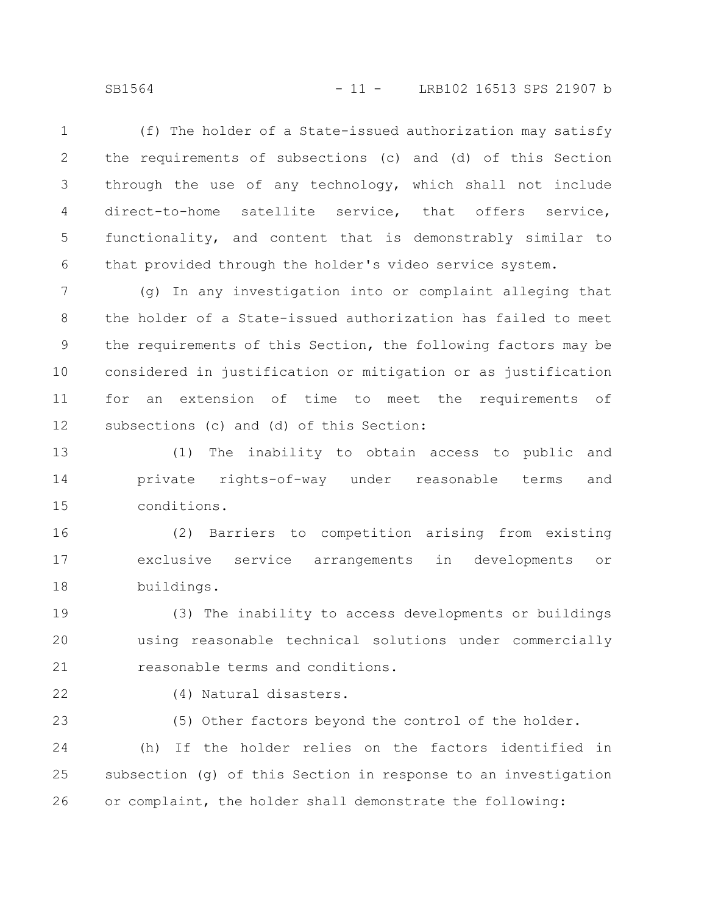(f) The holder of a State-issued authorization may satisfy the requirements of subsections (c) and (d) of this Section through the use of any technology, which shall not include direct-to-home satellite service, that offers service, functionality, and content that is demonstrably similar to that provided through the holder's video service system.

(g) In any investigation into or complaint alleging that the holder of a State-issued authorization has failed to meet the requirements of this Section, the following factors may be considered in justification or mitigation or as justification for an extension of time to meet the requirements of subsections (c) and (d) of this Section:

(1) The inability to obtain access to public and private rights-of-way under reasonable terms and conditions.

(2) Barriers to competition arising from existing exclusive service arrangements in developments or buildings.

(3) The inability to access developments or buildings using reasonable technical solutions under commercially reasonable terms and conditions.

(4) Natural disasters.

(5) Other factors beyond the control of the holder.

(h) If the holder relies on the factors identified in subsection (g) of this Section in response to an investigation or complaint, the holder shall demonstrate the following: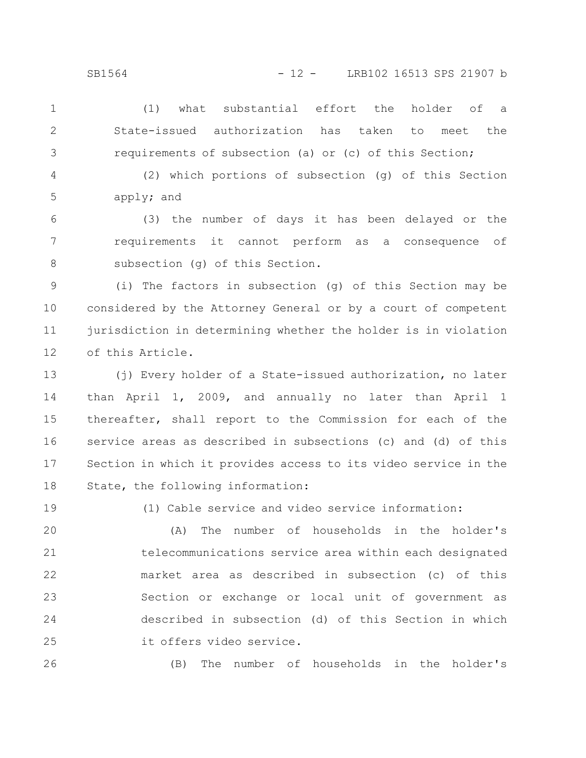(1) what substantial effort the holder of a State-issued authorization has taken to meet the requirements of subsection (a) or (c) of this Section;

(2) which portions of subsection (g) of this Section apply; and

(3) the number of days it has been delayed or the requirements it cannot perform as a consequence of subsection (g) of this Section.

(i) The factors in subsection (g) of this Section may be considered by the Attorney General or by a court of competent jurisdiction in determining whether the holder is in violation of this Article.

(j) Every holder of a State-issued authorization, no later than April 1, 2009, and annually no later than April 1 thereafter, shall report to the Commission for each of the service areas as described in subsections (c) and (d) of this Section in which it provides access to its video service in the State, the following information:

(1) Cable service and video service information:

(A) The number of households in the holder's telecommunications service area within each designated market area as described in subsection (c) of this Section or exchange or local unit of government as described in subsection (d) of this Section in which it offers video service.

(B) The number of households in the holder's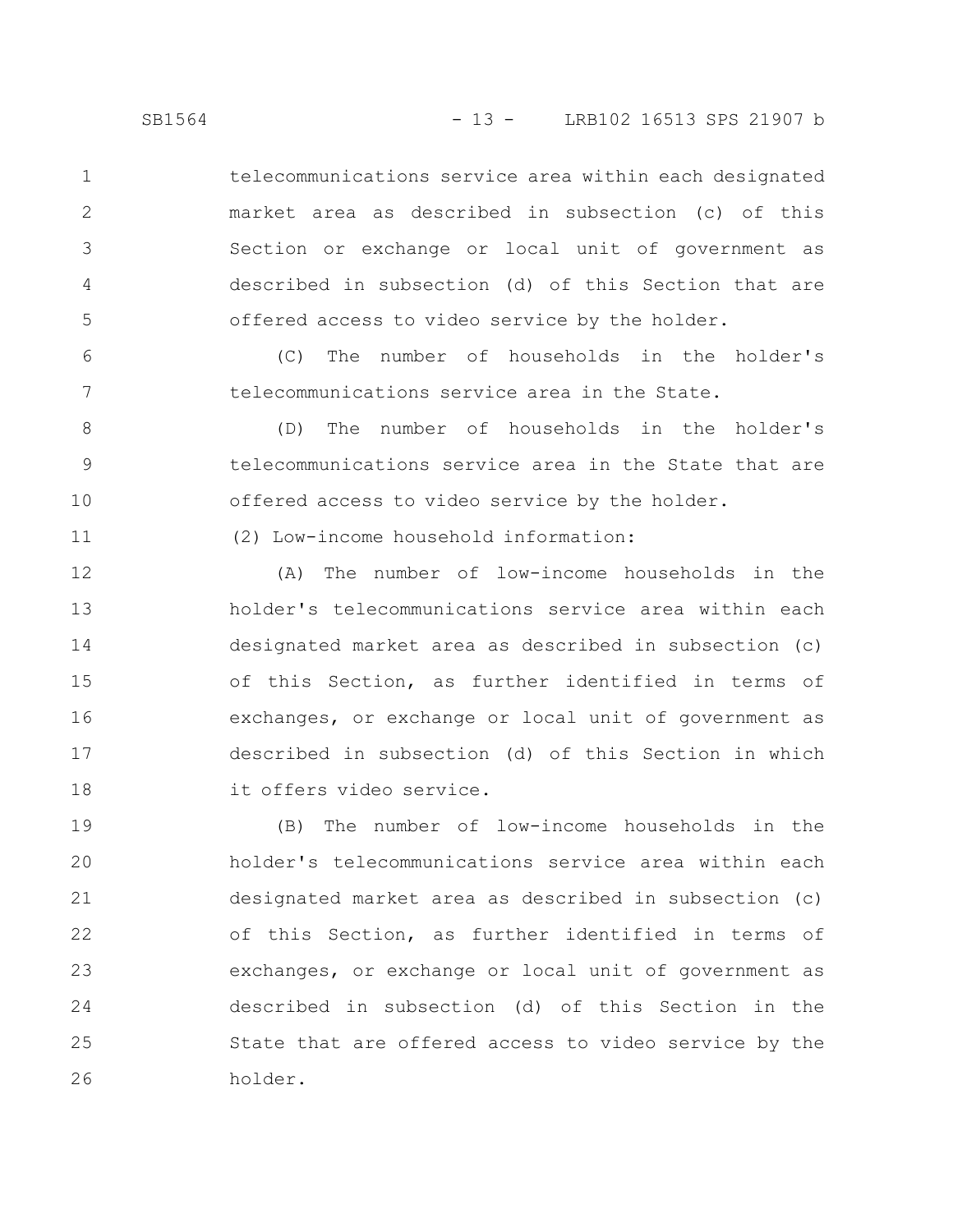telecommunications service area within each designated market area as described in subsection (c) of this Section or exchange or local unit of government as described in subsection (d) of this Section that are offered access to video service by the holder.

(C) The number of households in the holder's telecommunications service area in the State.

(D) The number of households in the holder's telecommunications service area in the State that are offered access to video service by the holder.

(2) Low-income household information:

(A) The number of low-income households in the holder's telecommunications service area within each designated market area as described in subsection (c) of this Section, as further identified in terms of exchanges, or exchange or local unit of government as described in subsection (d) of this Section in which it offers video service.

(B) The number of low-income households in the holder's telecommunications service area within each designated market area as described in subsection (c) of this Section, as further identified in terms of exchanges, or exchange or local unit of government as described in subsection (d) of this Section in the State that are offered access to video service by the holder.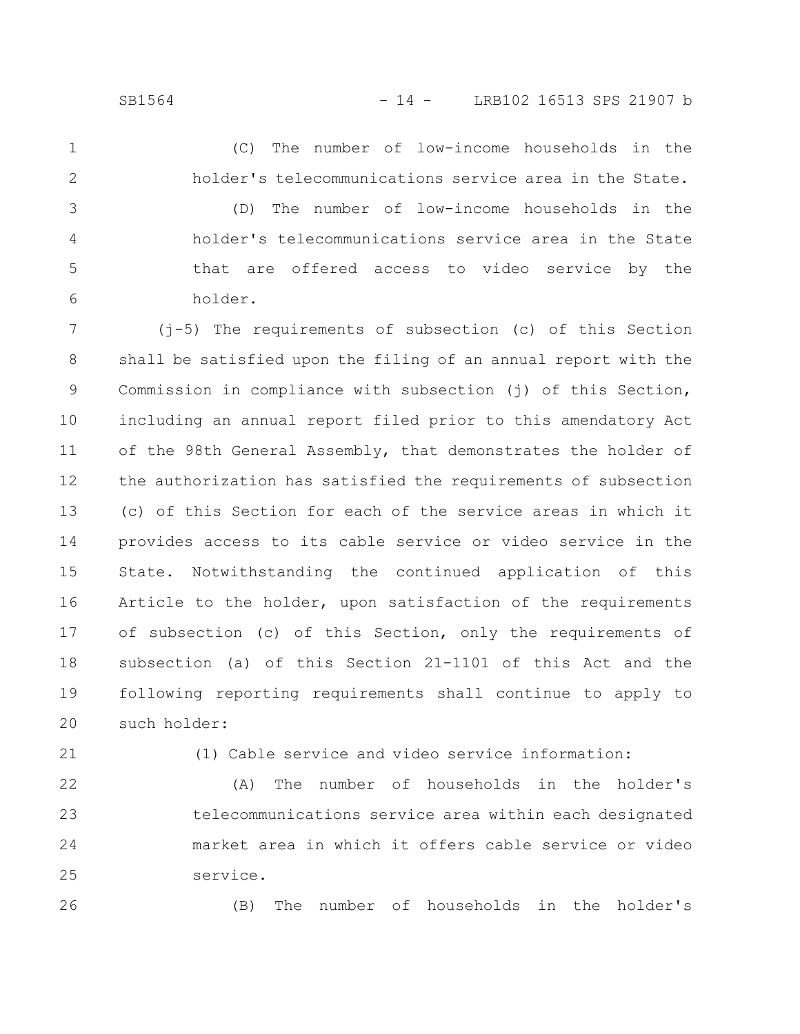(C) The number of low-income households in the holder's telecommunications service area in the State.

(D) The number of low-income households in the holder's telecommunications service area in the State that are offered access to video service by the holder.

(j-5) The requirements of subsection (c) of this Section shall be satisfied upon the filing of an annual report with the Commission in compliance with subsection (j) of this Section, including an annual report filed prior to this amendatory Act of the 98th General Assembly, that demonstrates the holder of the authorization has satisfied the requirements of subsection (c) of this Section for each of the service areas in which it provides access to its cable service or video service in the State. Notwithstanding the continued application of this Article to the holder, upon satisfaction of the requirements of subsection (c) of this Section, only the requirements of subsection (a) of this Section 21-1101 of this Act and the following reporting requirements shall continue to apply to such holder:

(1) Cable service and video service information:

(A) The number of households in the holder's telecommunications service area within each designated market area in which it offers cable service or video service.

(B) The number of households in the holder's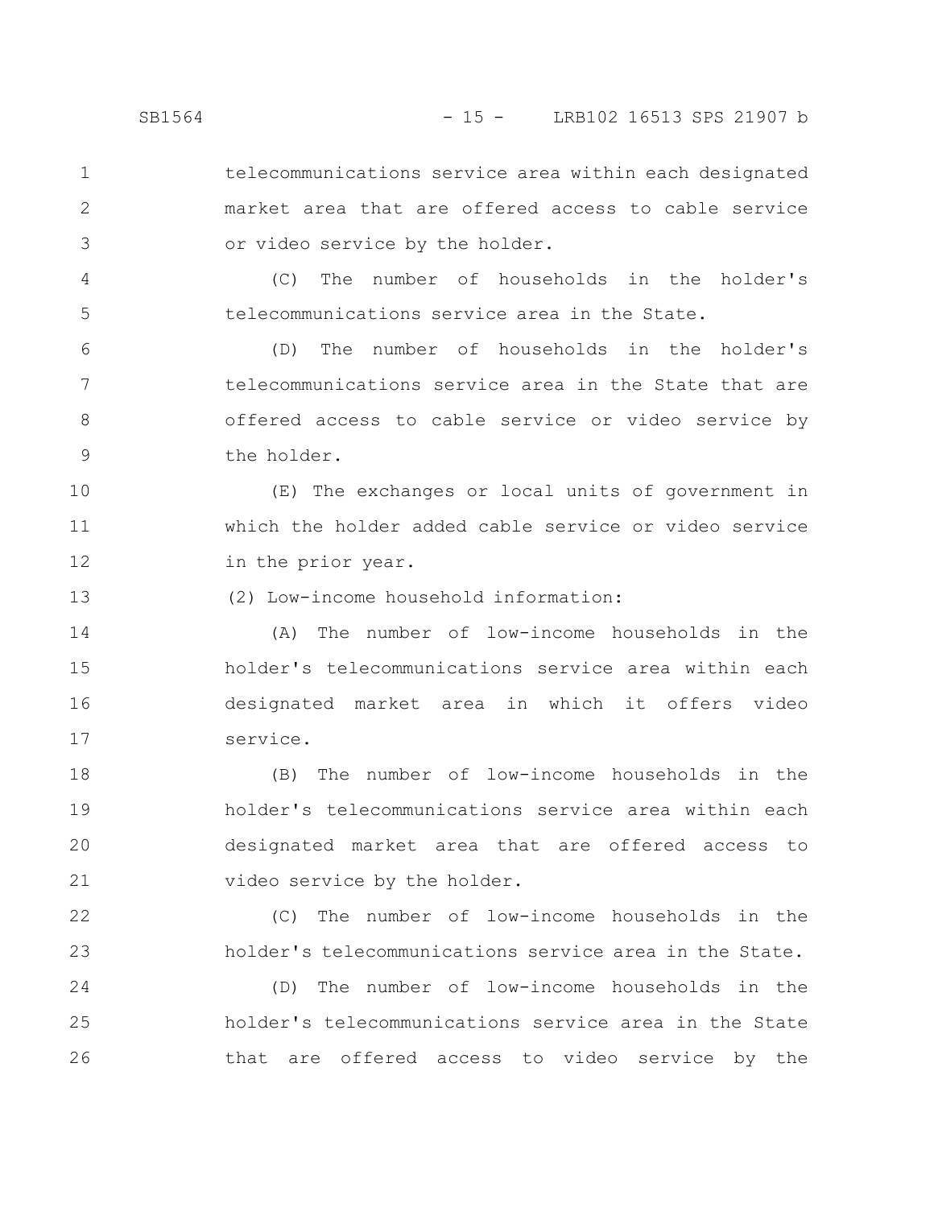telecommunications service area within each designated market area that are offered access to cable service or video service by the holder.

(C) The number of households in the holder's telecommunications service area in the State.

(D) The number of households in the holder's telecommunications service area in the State that are offered access to cable service or video service by the holder.

(E) The exchanges or local units of government in which the holder added cable service or video service in the prior year.

(2) Low-income household information:

(A) The number of low-income households in the holder's telecommunications service area within each designated market area in which it offers video service.

(B) The number of low-income households in the holder's telecommunications service area within each designated market area that are offered access to video service by the holder.

(C) The number of low-income households in the holder's telecommunications service area in the State.

(D) The number of low-income households in the holder's telecommunications service area in the State that are offered access to video service by the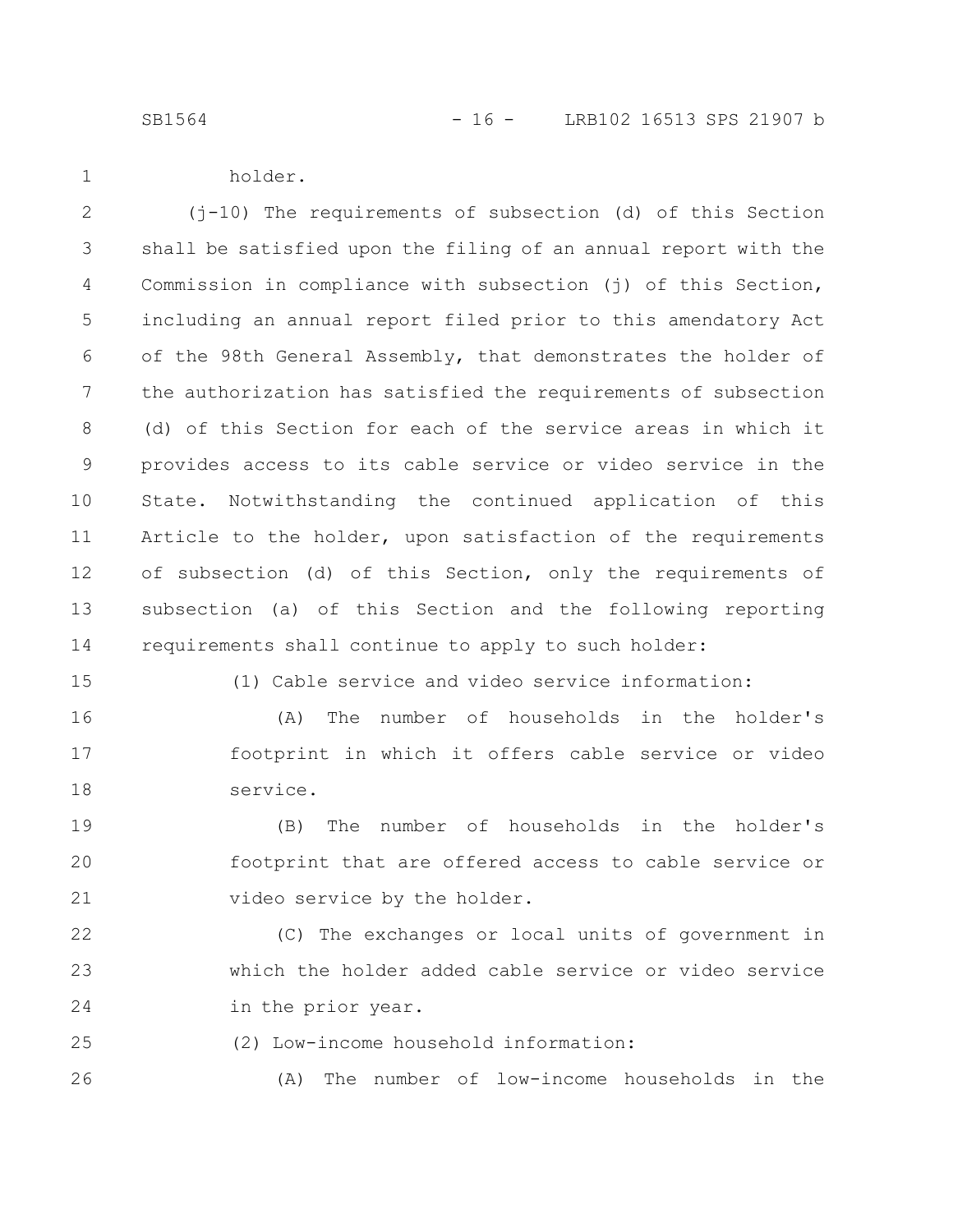holder.

(j-10) The requirements of subsection (d) of this Section shall be satisfied upon the filing of an annual report with the Commission in compliance with subsection (j) of this Section, including an annual report filed prior to this amendatory Act of the 98th General Assembly, that demonstrates the holder of the authorization has satisfied the requirements of subsection (d) of this Section for each of the service areas in which it provides access to its cable service or video service in the State. Notwithstanding the continued application of this Article to the holder, upon satisfaction of the requirements of subsection (d) of this Section, only the requirements of subsection (a) of this Section and the following reporting requirements shall continue to apply to such holder:

(1) Cable service and video service information:

(A) The number of households in the holder's footprint in which it offers cable service or video service.

(B) The number of households in the holder's footprint that are offered access to cable service or video service by the holder.

(C) The exchanges or local units of government in which the holder added cable service or video service in the prior year.

(2) Low-income household information:

(A) The number of low-income households in the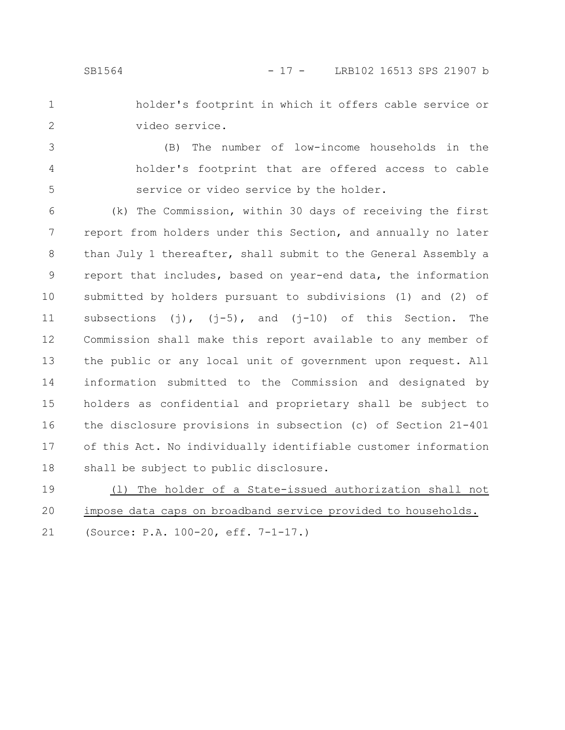holder's footprint in which it offers cable service or video service.

(B) The number of low-income households in the holder's footprint that are offered access to cable service or video service by the holder.

(k) The Commission, within 30 days of receiving the first report from holders under this Section, and annually no later than July 1 thereafter, shall submit to the General Assembly a report that includes, based on year-end data, the information submitted by holders pursuant to subdivisions (1) and (2) of subsections (j), (j-5), and (j-10) of this Section. The Commission shall make this report available to any member of the public or any local unit of government upon request. All information submitted to the Commission and designated by holders as confidential and proprietary shall be subject to the disclosure provisions in subsection (c) of Section 21-401 of this Act. No individually identifiable customer information shall be subject to public disclosure.

<u>(l) The holder of a State-issued authorization shall not impose data caps on broadband service provided to households.</u>

(Source: P.A. 100-20, eff. 7-1-17.)